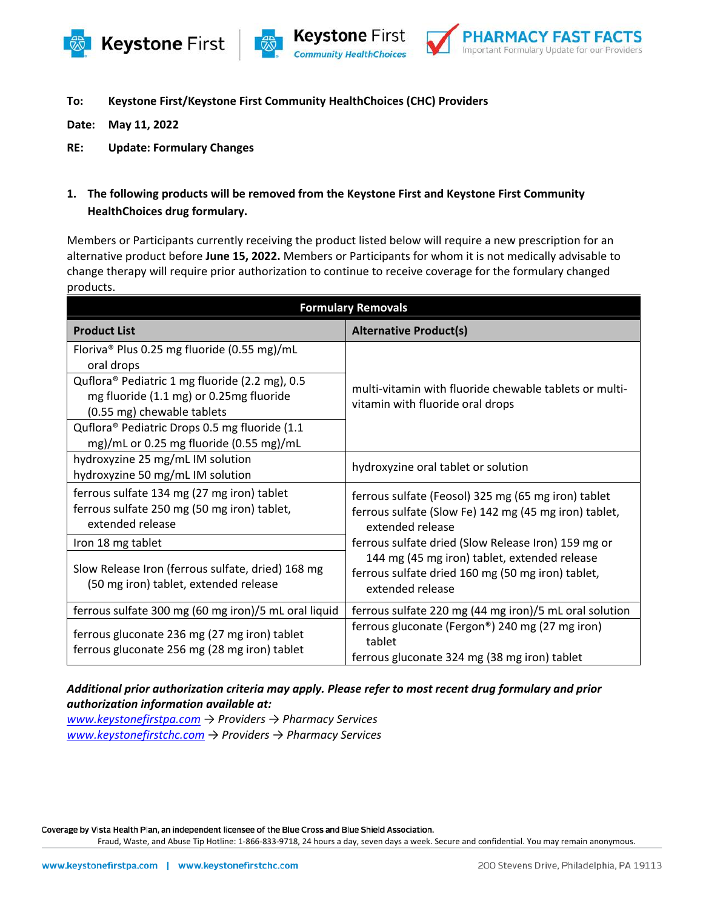Keystone First | Keystone First Community HealthChoices | PHARMACY FAST FACTS — Important Formulary Update for our Providers

**To:** Keystone First/Keystone First Community HealthChoices (CHC) Providers

**Date:** May 11, 2022

**RE:** Update: Formulary Changes

**1. The following products will be removed from the Keystone First and Keystone First Community HealthChoices drug formulary.**

Members or Participants currently receiving the product listed below will require a new prescription for an alternative product before **June 15, 2022.** Members or Participants for whom it is not medically advisable to change therapy will require prior authorization to continue to receive coverage for the formulary changed products.

| Formulary Removals | |
|---|---|
| **Product List** | **Alternative Product(s)** |
| Floriva® Plus 0.25 mg fluoride (0.55 mg)/mL oral drops | multi-vitamin with fluoride chewable tablets or multi-vitamin with fluoride oral drops |
| Quflora® Pediatric 1 mg fluoride (2.2 mg), 0.5 mg fluoride (1.1 mg) or 0.25mg fluoride (0.55 mg) chewable tablets | |
| Quflora® Pediatric Drops 0.5 mg fluoride (1.1 mg)/mL or 0.25 mg fluoride (0.55 mg)/mL | |
| hydroxyzine 25 mg/mL IM solution<br>hydroxyzine 50 mg/mL IM solution | hydroxyzine oral tablet or solution |
| ferrous sulfate 134 mg (27 mg iron) tablet<br>ferrous sulfate 250 mg (50 mg iron) tablet, extended release | ferrous sulfate (Feosol) 325 mg (65 mg iron) tablet<br>ferrous sulfate (Slow Fe) 142 mg (45 mg iron) tablet, extended release<br>ferrous sulfate dried (Slow Release Iron) 159 mg or 144 mg (45 mg iron) tablet, extended release<br>ferrous sulfate dried 160 mg (50 mg iron) tablet, extended release |
| Iron 18 mg tablet | |
| Slow Release Iron (ferrous sulfate, dried) 168 mg (50 mg iron) tablet, extended release | |
| ferrous sulfate 300 mg (60 mg iron)/5 mL oral liquid | ferrous sulfate 220 mg (44 mg iron)/5 mL oral solution |
| ferrous gluconate 236 mg (27 mg iron) tablet<br>ferrous gluconate 256 mg (28 mg iron) tablet | ferrous gluconate (Fergon®) 240 mg (27 mg iron) tablet<br>ferrous gluconate 324 mg (38 mg iron) tablet |

***Additional prior authorization criteria may apply. Please refer to most recent drug formulary and prior authorization information available at:***

*www.keystonefirstpa.com → Providers → Pharmacy Services*
*www.keystonefirstchc.com → Providers → Pharmacy Services*

Coverage by Vista Health Plan, an independent licensee of the Blue Cross and Blue Shield Association.

Fraud, Waste, and Abuse Tip Hotline: 1-866-833-9718, 24 hours a day, seven days a week. Secure and confidential. You may remain anonymous.

www.keystonefirstpa.com | www.keystonefirstchc.com — 200 Stevens Drive, Philadelphia, PA 19113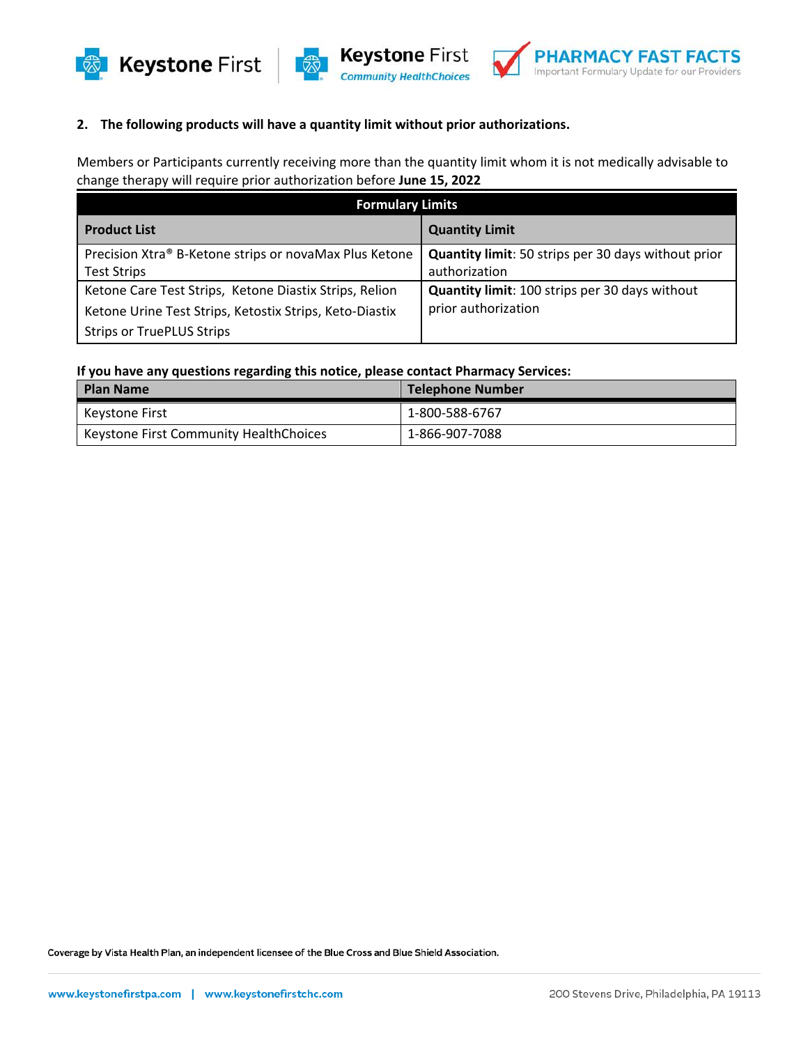**2. The following products will have a quantity limit without prior authorizations.**

Members or Participants currently receiving more than the quantity limit whom it is not medically advisable to change therapy will require prior authorization before **June 15, 2022**

| Formulary Limits | |
|---|---|
| **Product List** | **Quantity Limit** |
| Precision Xtra® B-Ketone strips or novaMax Plus Ketone Test Strips | **Quantity limit**: 50 strips per 30 days without prior authorization |
| Ketone Care Test Strips, Ketone Diastix Strips, Relion Ketone Urine Test Strips, Ketostix Strips, Keto-Diastix Strips or TruePLUS Strips | **Quantity limit**: 100 strips per 30 days without prior authorization |

**If you have any questions regarding this notice, please contact Pharmacy Services:**

| Plan Name | Telephone Number |
|---|---|
| Keystone First | 1-800-588-6767 |
| Keystone First Community HealthChoices | 1-866-907-7088 |

Coverage by Vista Health Plan, an independent licensee of the Blue Cross and Blue Shield Association.

www.keystonefirstpa.com | www.keystonefirstchc.com

200 Stevens Drive, Philadelphia, PA 19113